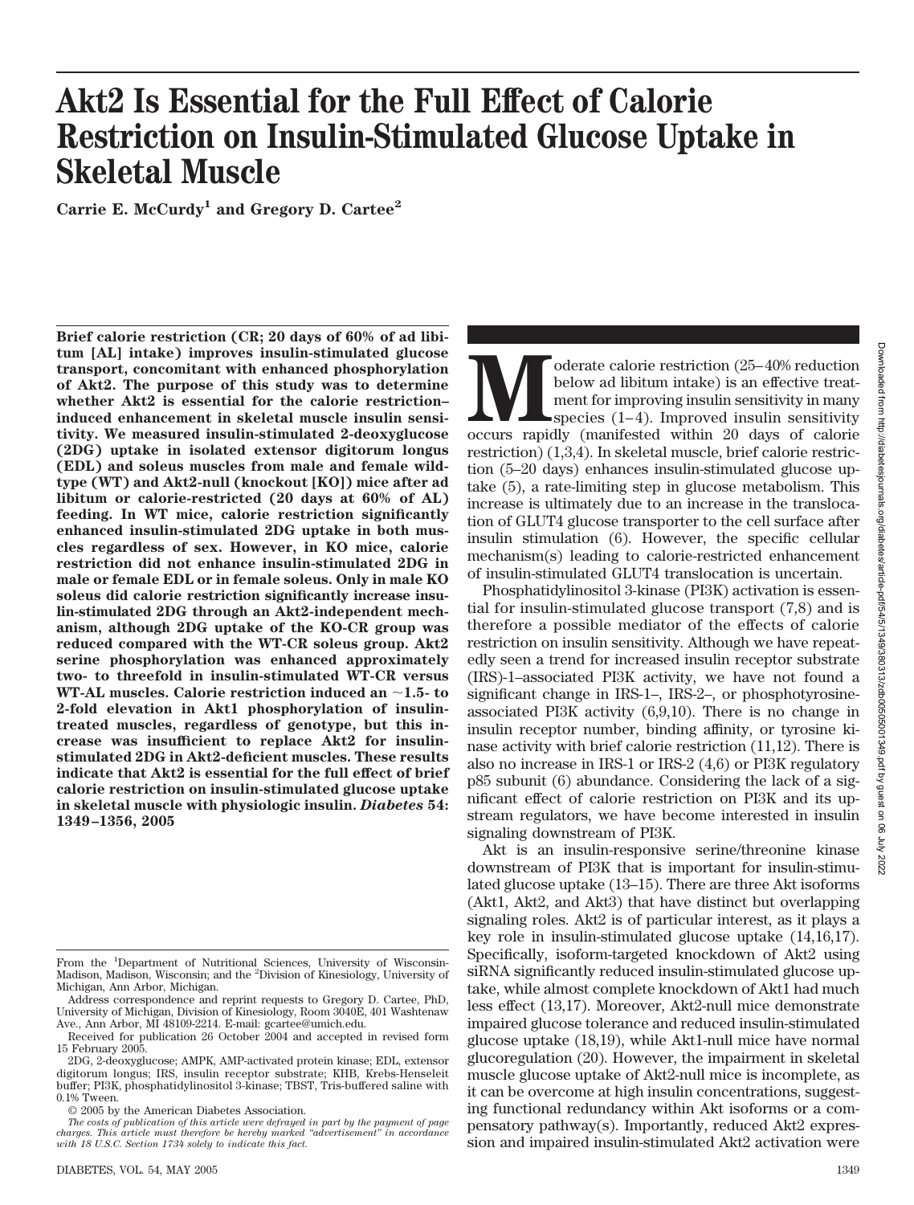# Akt2 Is Essential for the Full Effect of Calorie Restriction on Insulin-Stimulated Glucose Uptake in Skeletal Muscle

**Carrie E. McCurdy[1] and Gregory D. Cartee[2]**

**Brief calorie restriction (CR; 20 days of 60% of ad libitum [AL] intake) improves insulin-stimulated glucose transport, concomitant with enhanced phosphorylation of Akt2. The purpose of this study was to determine whether Akt2 is essential for the calorie restriction–induced enhancement in skeletal muscle insulin sensitivity. We measured insulin-stimulated 2-deoxyglucose (2DG) uptake in isolated extensor digitorum longus (EDL) and soleus muscles from male and female wild-type (WT) and Akt2-null (knockout [KO]) mice after ad libitum or calorie-restricted (20 days at 60% of AL) feeding. In WT mice, calorie restriction significantly enhanced insulin-stimulated 2DG uptake in both muscles regardless of sex. However, in KO mice, calorie restriction did not enhance insulin-stimulated 2DG in male or female EDL or in female soleus. Only in male KO soleus did calorie restriction significantly increase insulin-stimulated 2DG through an Akt2-independent mechanism, although 2DG uptake of the KO-CR group was reduced compared with the WT-CR soleus group. Akt2 serine phosphorylation was enhanced approximately two- to threefold in insulin-stimulated WT-CR versus WT-AL muscles. Calorie restriction induced an ~1.5- to 2-fold elevation in Akt1 phosphorylation of insulin-treated muscles, regardless of genotype, but this increase was insufficient to replace Akt2 for insulin-stimulated 2DG in Akt2-deficient muscles. These results indicate that Akt2 is essential for the full effect of brief calorie restriction on insulin-stimulated glucose uptake in skeletal muscle with physiologic insulin.** ***Diabetes*** **54: 1349–1356, 2005**

From the [1]Department of Nutritional Sciences, University of Wisconsin-Madison, Madison, Wisconsin; and the [2]Division of Kinesiology, University of Michigan, Ann Arbor, Michigan.

Address correspondence and reprint requests to Gregory D. Cartee, PhD, University of Michigan, Division of Kinesiology, Room 3040E, 401 Washtenaw Ave., Ann Arbor, MI 48109-2214. E-mail: gcartee@umich.edu.

Received for publication 26 October 2004 and accepted in revised form 15 February 2005.

2DG, 2-deoxyglucose; AMPK, AMP-activated protein kinase; EDL, extensor digitorum longus; IRS, insulin receptor substrate; KHB, Krebs-Henseleit buffer; PI3K, phosphatidylinositol 3-kinase; TBST, Tris-buffered saline with 0.1% Tween.

© 2005 by the American Diabetes Association.

*The costs of publication of this article were defrayed in part by the payment of page charges. This article must therefore be hereby marked "advertisement" in accordance with 18 U.S.C. Section 1734 solely to indicate this fact.*

Moderate calorie restriction (25–40% reduction below ad libitum intake) is an effective treatment for improving insulin sensitivity in many species (1–4). Improved insulin sensitivity occurs rapidly (manifested within 20 days of calorie restriction) (1,3,4). In skeletal muscle, brief calorie restriction (5–20 days) enhances insulin-stimulated glucose uptake (5), a rate-limiting step in glucose metabolism. This increase is ultimately due to an increase in the translocation of GLUT4 glucose transporter to the cell surface after insulin stimulation (6). However, the specific cellular mechanism(s) leading to calorie-restricted enhancement of insulin-stimulated GLUT4 translocation is uncertain.

Phosphatidylinositol 3-kinase (PI3K) activation is essential for insulin-stimulated glucose transport (7,8) and is therefore a possible mediator of the effects of calorie restriction on insulin sensitivity. Although we have repeatedly seen a trend for increased insulin receptor substrate (IRS)-1–associated PI3K activity, we have not found a significant change in IRS-1–, IRS-2–, or phosphotyrosine-associated PI3K activity (6,9,10). There is no change in insulin receptor number, binding affinity, or tyrosine kinase activity with brief calorie restriction (11,12). There is also no increase in IRS-1 or IRS-2 (4,6) or PI3K regulatory p85 subunit (6) abundance. Considering the lack of a significant effect of calorie restriction on PI3K and its upstream regulators, we have become interested in insulin signaling downstream of PI3K.

Akt is an insulin-responsive serine/threonine kinase downstream of PI3K that is important for insulin-stimulated glucose uptake (13–15). There are three Akt isoforms (Akt1, Akt2, and Akt3) that have distinct but overlapping signaling roles. Akt2 is of particular interest, as it plays a key role in insulin-stimulated glucose uptake (14,16,17). Specifically, isoform-targeted knockdown of Akt2 using siRNA significantly reduced insulin-stimulated glucose uptake, while almost complete knockdown of Akt1 had much less effect (13,17). Moreover, Akt2-null mice demonstrate impaired glucose tolerance and reduced insulin-stimulated glucose uptake (18,19), while Akt1-null mice have normal glucoregulation (20). However, the impairment in skeletal muscle glucose uptake of Akt2-null mice is incomplete, as it can be overcome at high insulin concentrations, suggesting functional redundancy within Akt isoforms or a compensatory pathway(s). Importantly, reduced Akt2 expression and impaired insulin-stimulated Akt2 activation were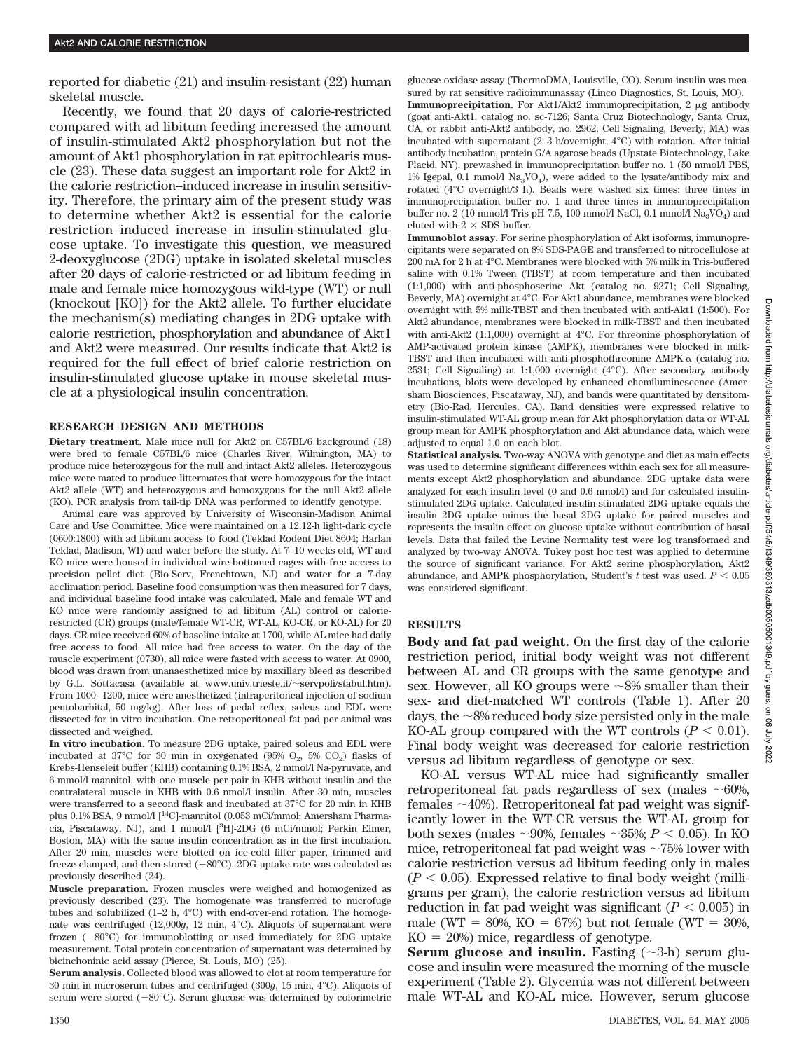reported for diabetic (21) and insulin-resistant (22) human skeletal muscle.

Recently, we found that 20 days of calorie-restricted compared with ad libitum feeding increased the amount of insulin-stimulated Akt2 phosphorylation but not the amount of Akt1 phosphorylation in rat epitrochlearis muscle (23). These data suggest an important role for Akt2 in the calorie restriction–induced increase in insulin sensitivity. Therefore, the primary aim of the present study was to determine whether Akt2 is essential for the calorie restriction–induced increase in insulin-stimulated glucose uptake. To investigate this question, we measured 2-deoxyglucose (2DG) uptake in isolated skeletal muscles after 20 days of calorie-restricted or ad libitum feeding in male and female mice homozygous wild-type (WT) or null (knockout [KO]) for the Akt2 allele. To further elucidate the mechanism(s) mediating changes in 2DG uptake with calorie restriction, phosphorylation and abundance of Akt1 and Akt2 were measured. Our results indicate that Akt2 is required for the full effect of brief calorie restriction on insulin-stimulated glucose uptake in mouse skeletal muscle at a physiological insulin concentration.

## RESEARCH DESIGN AND METHODS

**Dietary treatment.** Male mice null for Akt2 on C57BL/6 background (18) were bred to female C57BL/6 mice (Charles River, Wilmington, MA) to produce mice heterozygous for the null and intact Akt2 alleles. Heterozygous mice were mated to produce littermates that were homozygous for the intact Akt2 allele (WT) and heterozygous and homozygous for the null Akt2 allele (KO). PCR analysis from tail-tip DNA was performed to identify genotype.

Animal care was approved by University of Wisconsin-Madison Animal Care and Use Committee. Mice were maintained on a 12:12-h light-dark cycle (0600:1800) with ad libitum access to food (Teklad Rodent Diet 8604; Harlan Teklad, Madison, WI) and water before the study. At 7–10 weeks old, WT and KO mice were housed in individual wire-bottomed cages with free access to precision pellet diet (Bio-Serv, Frenchtown, NJ) and water for a 7-day acclimation period. Baseline food consumption was then measured for 7 days, and individual baseline food intake was calculated. Male and female WT and KO mice were randomly assigned to ad libitum (AL) control or calorie-restricted (CR) groups (male/female WT-CR, WT-AL, KO-CR, or KO-AL) for 20 days. CR mice received 60% of baseline intake at 1700, while AL mice had daily free access to food. All mice had free access to water. On the day of the muscle experiment (0730), all mice were fasted with access to water. At 0900, blood was drawn from unanaesthetized mice by maxillary bleed as described by G.L. Sottacasa (available at www.univ.trieste.it/~servpoli/stabul.htm). From 1000–1200, mice were anesthetized (intraperitoneal injection of sodium pentobarbital, 50 mg/kg). After loss of pedal reflex, soleus and EDL were dissected for in vitro incubation. One retroperitoneal fat pad per animal was dissected and weighed.

**In vitro incubation.** To measure 2DG uptake, paired soleus and EDL were incubated at 37°C for 30 min in oxygenated (95% $O_2$, 5% $CO_2$) flasks of Krebs-Henseleit buffer (KHB) containing 0.1% BSA, 2 mmol/l Na-pyruvate, and 6 mmol/l mannitol, with one muscle per pair in KHB without insulin and the contralateral muscle in KHB with 0.6 nmol/l insulin. After 30 min, muscles were transferred to a second flask and incubated at 37°C for 20 min in KHB plus 0.1% BSA, 9 mmol/l [$^{14}$C]-mannitol (0.053 mCi/mmol; Amersham Pharmacia, Piscataway, NJ), and 1 mmol/l [$^{3}$H]-2DG (6 mCi/mmol; Perkin Elmer, Boston, MA) with the same insulin concentration as in the first incubation. After 20 min, muscles were blotted on ice-cold filter paper, trimmed and freeze-clamped, and then stored (−80°C). 2DG uptake rate was calculated as previously described (24).

**Muscle preparation.** Frozen muscles were weighed and homogenized as previously described (23). The homogenate was transferred to microfuge tubes and solubilized (1–2 h, 4°C) with end-over-end rotation. The homogenate was centrifuged (12,000*g*, 12 min, 4°C). Aliquots of supernatant were frozen (−80°C) for immunoblotting or used immediately for 2DG uptake measurement. Total protein concentration of supernatant was determined by bicinchoninic acid assay (Pierce, St. Louis, MO) (25).

**Serum analysis.** Collected blood was allowed to clot at room temperature for 30 min in microserum tubes and centrifuged (300*g*, 15 min, 4°C). Aliquots of serum were stored (−80°C). Serum glucose was determined by colorimetric glucose oxidase assay (ThermoDMA, Louisville, CO). Serum insulin was measured by rat sensitive radioimmunassay (Linco Diagnostics, St. Louis, MO).

**Immunoprecipitation.** For Akt1/Akt2 immunoprecipitation, 2 μg antibody (goat anti-Akt1, catalog no. sc-7126; Santa Cruz Biotechnology, Santa Cruz, CA, or rabbit anti-Akt2 antibody, no. 2962; Cell Signaling, Beverly, MA) was incubated with supernatant (2–3 h/overnight, 4°C) with rotation. After initial antibody incubation, protein G/A agarose beads (Upstate Biotechnology, Lake Placid, NY), prewashed in immunoprecipitation buffer no. 1 (50 mmol/l PBS, 1% Igepal, 0.1 mmol/l $Na_3VO_4$), were added to the lysate/antibody mix and rotated (4°C overnight/3 h). Beads were washed six times: three times in immunoprecipitation buffer no. 1 and three times in immunoprecipitation buffer no. 2 (10 mmol/l Tris pH 7.5, 100 mmol/l NaCl, 0.1 mmol/l $Na_3VO_4$) and eluted with 2 × SDS buffer.

**Immunoblot assay.** For serine phosphorylation of Akt isoforms, immunoprecipitants were separated on 8% SDS-PAGE and transferred to nitrocellulose at 200 mA for 2 h at 4°C. Membranes were blocked with 5% milk in Tris-buffered saline with 0.1% Tween (TBST) at room temperature and then incubated (1:1,000) with anti-phosphoserine Akt (catalog no. 9271; Cell Signaling, Beverly, MA) overnight at 4°C. For Akt1 abundance, membranes were blocked overnight with 5% milk-TBST and then incubated with anti-Akt1 (1:500). For Akt2 abundance, membranes were blocked in milk-TBST and then incubated with anti-Akt2 (1:1,000) overnight at 4°C. For threonine phosphorylation of AMP-activated protein kinase (AMPK), membranes were blocked in milk-TBST and then incubated with anti-phosphothreonine AMPK-α (catalog no. 2531; Cell Signaling) at 1:1,000 overnight (4°C). After secondary antibody incubations, blots were developed by enhanced chemiluminescence (Amersham Biosciences, Piscataway, NJ), and bands were quantitated by densitometry (Bio-Rad, Hercules, CA). Band densities were expressed relative to insulin-stimulated WT-AL group mean for Akt phosphorylation data or WT-AL group mean for AMPK phosphorylation and Akt abundance data, which were adjusted to equal 1.0 on each blot.

**Statistical analysis.** Two-way ANOVA with genotype and diet as main effects was used to determine significant differences within each sex for all measurements except Akt2 phosphorylation and abundance. 2DG uptake data were analyzed for each insulin level (0 and 0.6 nmol/l) and for calculated insulin-stimulated 2DG uptake. Calculated insulin-stimulated 2DG uptake equals the insulin 2DG uptake minus the basal 2DG uptake for paired muscles and represents the insulin effect on glucose uptake without contribution of basal levels. Data that failed the Levine Normality test were log transformed and analyzed by two-way ANOVA. Tukey post hoc test was applied to determine the source of significant variance. For Akt2 serine phosphorylation, Akt2 abundance, and AMPK phosphorylation, Student's *t* test was used. $P < 0.05$ was considered significant.

## RESULTS

**Body and fat pad weight.** On the first day of the calorie restriction period, initial body weight was not different between AL and CR groups with the same genotype and sex. However, all KO groups were ~8% smaller than their sex- and diet-matched WT controls (Table 1). After 20 days, the ~8% reduced body size persisted only in the male KO-AL group compared with the WT controls ($P < 0.01$). Final body weight was decreased for calorie restriction versus ad libitum regardless of genotype or sex.

KO-AL versus WT-AL mice had significantly smaller retroperitoneal fat pads regardless of sex (males ~60%, females ~40%). Retroperitoneal fat pad weight was significantly lower in the WT-CR versus the WT-AL group for both sexes (males ~90%, females ~35%; $P < 0.05$). In KO mice, retroperitoneal fat pad weight was ~75% lower with calorie restriction versus ad libitum feeding only in males ($P < 0.05$). Expressed relative to final body weight (milligrams per gram), the calorie restriction versus ad libitum reduction in fat pad weight was significant ($P < 0.005$) in male (WT = 80%, KO = 67%) but not female (WT = 30%, KO = 20%) mice, regardless of genotype.

**Serum glucose and insulin.** Fasting (~3-h) serum glucose and insulin were measured the morning of the muscle experiment (Table 2). Glycemia was not different between male WT-AL and KO-AL mice. However, serum glucose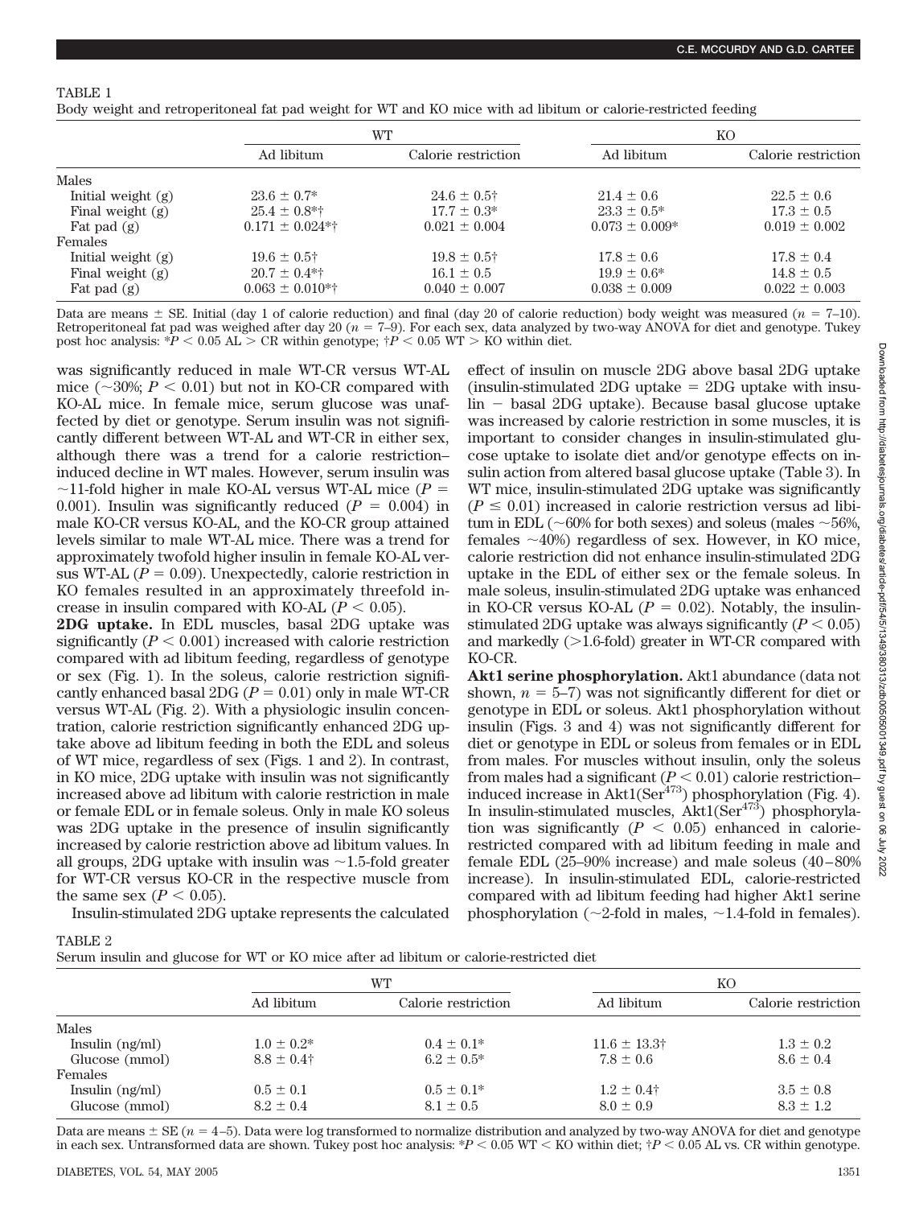TABLE 1
Body weight and retroperitoneal fat pad weight for WT and KO mice with ad libitum or calorie-restricted feeding

| | WT | | KO | |
|---|---|---|---|---|
| | Ad libitum | Calorie restriction | Ad libitum | Calorie restriction |
| Males | | | | |
| Initial weight (g) | 23.6 ± 0.7* | 24.6 ± 0.5† | 21.4 ± 0.6 | 22.5 ± 0.6 |
| Final weight (g) | 25.4 ± 0.8*† | 17.7 ± 0.3* | 23.3 ± 0.5* | 17.3 ± 0.5 |
| Fat pad (g) | 0.171 ± 0.024*† | 0.021 ± 0.004 | 0.073 ± 0.009* | 0.019 ± 0.002 |
| Females | | | | |
| Initial weight (g) | 19.6 ± 0.5† | 19.8 ± 0.5† | 17.8 ± 0.6 | 17.8 ± 0.4 |
| Final weight (g) | 20.7 ± 0.4*† | 16.1 ± 0.5 | 19.9 ± 0.6* | 14.8 ± 0.5 |
| Fat pad (g) | 0.063 ± 0.010*† | 0.040 ± 0.007 | 0.038 ± 0.009 | 0.022 ± 0.003 |

Data are means ± SE. Initial (day 1 of calorie reduction) and final (day 20 of calorie reduction) body weight was measured ($n$ = 7–10). Retroperitoneal fat pad was weighed after day 20 ($n$ = 7–9). For each sex, data analyzed by two-way ANOVA for diet and genotype. Tukey post hoc analysis: *$P < 0.05$ AL > CR within genotype; †$P < 0.05$ WT > KO within diet.

was significantly reduced in male WT-CR versus WT-AL mice (~30%; $P < 0.01$) but not in KO-CR compared with KO-AL mice. In female mice, serum glucose was unaffected by diet or genotype. Serum insulin was not significantly different between WT-AL and WT-CR in either sex, although there was a trend for a calorie restriction–induced decline in WT males. However, serum insulin was ~11-fold higher in male KO-AL versus WT-AL mice ($P$ = 0.001). Insulin was significantly reduced ($P$ = 0.004) in male KO-CR versus KO-AL, and the KO-CR group attained levels similar to male WT-AL mice. There was a trend for approximately twofold higher insulin in female KO-AL versus WT-AL ($P$ = 0.09). Unexpectedly, calorie restriction in KO females resulted in an approximately threefold increase in insulin compared with KO-AL ($P < 0.05$).

**2DG uptake.** In EDL muscles, basal 2DG uptake was significantly ($P < 0.001$) increased with calorie restriction compared with ad libitum feeding, regardless of genotype or sex (Fig. 1). In the soleus, calorie restriction significantly enhanced basal 2DG ($P$ = 0.01) only in male WT-CR versus WT-AL (Fig. 2). With a physiologic insulin concentration, calorie restriction significantly enhanced 2DG uptake above ad libitum feeding in both the EDL and soleus of WT mice, regardless of sex (Figs. 1 and 2). In contrast, in KO mice, 2DG uptake with insulin was not significantly increased above ad libitum with calorie restriction in male or female EDL or in female soleus. Only in male KO soleus was 2DG uptake in the presence of insulin significantly increased by calorie restriction above ad libitum values. In all groups, 2DG uptake with insulin was ~1.5-fold greater for WT-CR versus KO-CR in the respective muscle from the same sex ($P < 0.05$).

Insulin-stimulated 2DG uptake represents the calculated effect of insulin on muscle 2DG above basal 2DG uptake (insulin-stimulated 2DG uptake = 2DG uptake with insulin − basal 2DG uptake). Because basal glucose uptake was increased by calorie restriction in some muscles, it is important to consider changes in insulin-stimulated glucose uptake to isolate diet and/or genotype effects on insulin action from altered basal glucose uptake (Table 3). In WT mice, insulin-stimulated 2DG uptake was significantly ($P \leq 0.01$) increased in calorie restriction versus ad libitum in EDL (~60% for both sexes) and soleus (males ~56%, females ~40%) regardless of sex. However, in KO mice, calorie restriction did not enhance insulin-stimulated 2DG uptake in the EDL of either sex or the female soleus. In male soleus, insulin-stimulated 2DG uptake was enhanced in KO-CR versus KO-AL ($P$ = 0.02). Notably, the insulin-stimulated 2DG uptake was always significantly ($P < 0.05$) and markedly (>1.6-fold) greater in WT-CR compared with KO-CR.

**Akt1 serine phosphorylation.** Akt1 abundance (data not shown, $n$ = 5–7) was not significantly different for diet or genotype in EDL or soleus. Akt1 phosphorylation without insulin (Figs. 3 and 4) was not significantly different for diet or genotype in EDL or soleus from females or in EDL from males. For muscles without insulin, only the soleus from males had a significant ($P < 0.01$) calorie restriction–induced increase in Akt1($Ser^{473}$) phosphorylation (Fig. 4). In insulin-stimulated muscles, Akt1($Ser^{473}$) phosphorylation was significantly ($P < 0.05$) enhanced in calorie-restricted compared with ad libitum feeding in male and female EDL (25–90% increase) and male soleus (40–80% increase). In insulin-stimulated EDL, calorie-restricted compared with ad libitum feeding had higher Akt1 serine phosphorylation (~2-fold in males, ~1.4-fold in females).

TABLE 2
Serum insulin and glucose for WT or KO mice after ad libitum or calorie-restricted diet

| | WT | | KO | |
|---|---|---|---|---|
| | Ad libitum | Calorie restriction | Ad libitum | Calorie restriction |
| Males | | | | |
| Insulin (ng/ml) | 1.0 ± 0.2* | 0.4 ± 0.1* | 11.6 ± 13.3† | 1.3 ± 0.2 |
| Glucose (mmol) | 8.8 ± 0.4† | 6.2 ± 0.5* | 7.8 ± 0.6 | 8.6 ± 0.4 |
| Females | | | | |
| Insulin (ng/ml) | 0.5 ± 0.1 | 0.5 ± 0.1* | 1.2 ± 0.4† | 3.5 ± 0.8 |
| Glucose (mmol) | 8.2 ± 0.4 | 8.1 ± 0.5 | 8.0 ± 0.9 | 8.3 ± 1.2 |

Data are means ± SE ($n$ = 4–5). Data were log transformed to normalize distribution and analyzed by two-way ANOVA for diet and genotype in each sex. Untransformed data are shown. Tukey post hoc analysis: *$P < 0.05$ WT < KO within diet; †$P < 0.05$ AL vs. CR within genotype.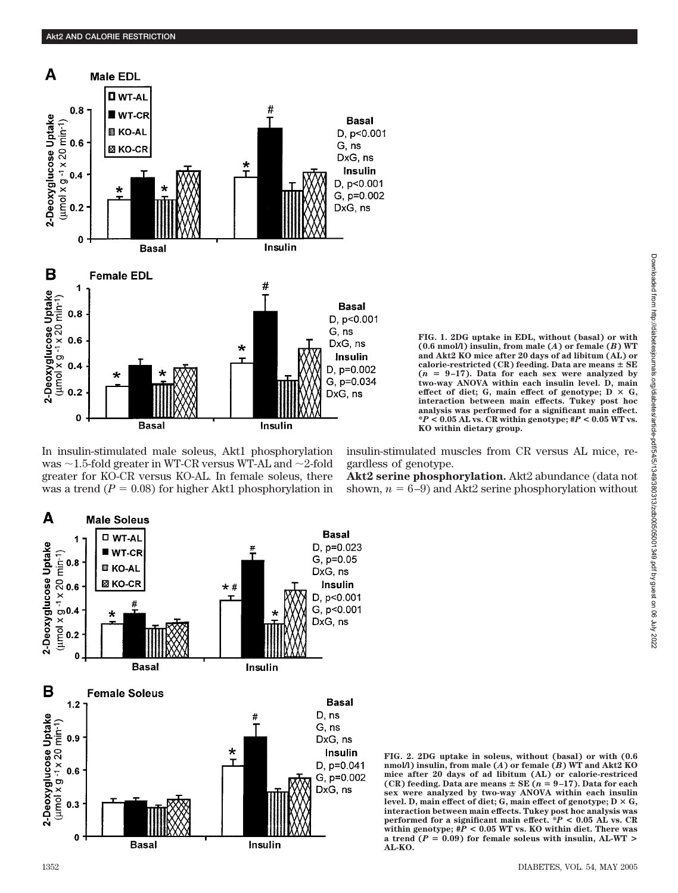FIG. 1. 2DG uptake in EDL, without (basal) or with (0.6 nmol/l) insulin, from male (*A*) or female (*B*) WT and Akt2 KO mice after 20 days of ad libitum (AL) or calorie-restricted (CR) feeding. Data are means ± SE ($n$ = 9–17). Data for each sex were analyzed by two-way ANOVA within each insulin level. D, main effect of diet; G, main effect of genotype; D × G, interaction between main effects. Tukey post hoc analysis was performed for a significant main effect. *$P < 0.05$ AL vs. CR within genotype; #$P < 0.05$ WT vs. KO within dietary group.

In insulin-stimulated male soleus, Akt1 phosphorylation was ~1.5-fold greater in WT-CR versus WT-AL and ~2-fold greater for KO-CR versus KO-AL. In female soleus, there was a trend ($P$ = 0.08) for higher Akt1 phosphorylation in insulin-stimulated muscles from CR versus AL mice, regardless of genotype.

**Akt2 serine phosphorylation.** Akt2 abundance (data not shown, $n$ = 6–9) and Akt2 serine phosphorylation without

FIG. 2. 2DG uptake in soleus, without (basal) or with (0.6 nmol/l) insulin, from male (*A*) or female (*B*) WT and Akt2 KO mice after 20 days of ad libitum (AL) or calorie-restriced (CR) feeding. Data are means ± SE ($n$ = 9–17). Data for each sex were analyzed by two-way ANOVA within each insulin level. D, main effect of diet; G, main effect of genotype; D × G, interaction between main effects. Tukey post hoc analysis was performed for a significant main effect. *$P < 0.05$ AL vs. CR within genotype; #$P < 0.05$ WT vs. KO within diet. There was a trend ($P$ = 0.09) for female soleus with insulin, AL-WT > AL-KO.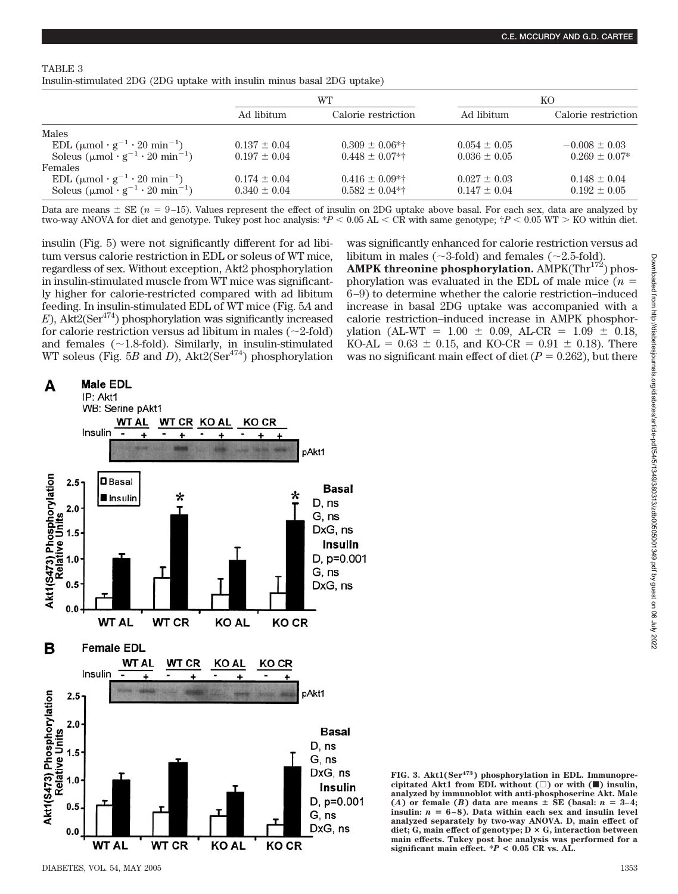TABLE 3
Insulin-stimulated 2DG (2DG uptake with insulin minus basal 2DG uptake)

| | WT | | KO | |
|---|---|---|---|---|
| | Ad libitum | Calorie restriction | Ad libitum | Calorie restriction |
| Males | | | | |
| EDL ($\mu mol \cdot g^{-1} \cdot 20\ min^{-1}$) | 0.137 ± 0.04 | 0.309 ± 0.06*† | 0.054 ± 0.05 | −0.008 ± 0.03 |
| Soleus ($\mu mol \cdot g^{-1} \cdot 20\ min^{-1}$) | 0.197 ± 0.04 | 0.448 ± 0.07*† | 0.036 ± 0.05 | 0.269 ± 0.07* |
| Females | | | | |
| EDL ($\mu mol \cdot g^{-1} \cdot 20\ min^{-1}$) | 0.174 ± 0.04 | 0.416 ± 0.09*† | 0.027 ± 0.03 | 0.148 ± 0.04 |
| Soleus ($\mu mol \cdot g^{-1} \cdot 20\ min^{-1}$) | 0.340 ± 0.04 | 0.582 ± 0.04*† | 0.147 ± 0.04 | 0.192 ± 0.05 |

Data are means ± SE ($n$ = 9–15). Values represent the effect of insulin on 2DG uptake above basal. For each sex, data are analyzed by two-way ANOVA for diet and genotype. Tukey post hoc analysis: *$P < 0.05$ AL < CR with same genotype; †$P < 0.05$ WT > KO within diet.

insulin (Fig. 5) were not significantly different for ad libitum versus calorie restriction in EDL or soleus of WT mice, regardless of sex. Without exception, Akt2 phosphorylation in insulin-stimulated muscle from WT mice was significantly higher for calorie-restricted compared with ad libitum feeding. In insulin-stimulated EDL of WT mice (Fig. 5*A* and *E*), Akt2($Ser^{474}$) phosphorylation was significantly increased for calorie restriction versus ad libitum in males (~2-fold) and females (~1.8-fold). Similarly, in insulin-stimulated WT soleus (Fig. 5*B* and *D*), Akt2($Ser^{474}$) phosphorylation was significantly enhanced for calorie restriction versus ad libitum in males (~3-fold) and females (~2.5-fold).

**AMPK threonine phosphorylation.** AMPK($Thr^{172}$) phosphorylation was evaluated in the EDL of male mice ($n$ = 6–9) to determine whether the calorie restriction–induced increase in basal 2DG uptake was accompanied with a calorie restriction–induced increase in AMPK phosphorylation (AL-WT = 1.00 ± 0.09, AL-CR = 1.09 ± 0.18, KO-AL = 0.63 ± 0.15, and KO-CR = 0.91 ± 0.18). There was no significant main effect of diet ($P$ = 0.262), but there

**FIG. 3. Akt1($Ser^{473}$) phosphorylation in EDL. Immunoprecipitated Akt1 from EDL without (□) or with (■) insulin, analyzed by immunoblot with anti-phosphoserine Akt. Male (*A*) or female (*B*) data are means ± SE (basal: $n$ = 3–4; insulin: $n$ = 6–8). Data within each sex and insulin level analyzed separately by two-way ANOVA. D, main effect of diet; G, main effect of genotype; D × G, interaction between main effects. Tukey post hoc analysis was performed for a significant main effect. *$P < 0.05$ CR vs. AL.**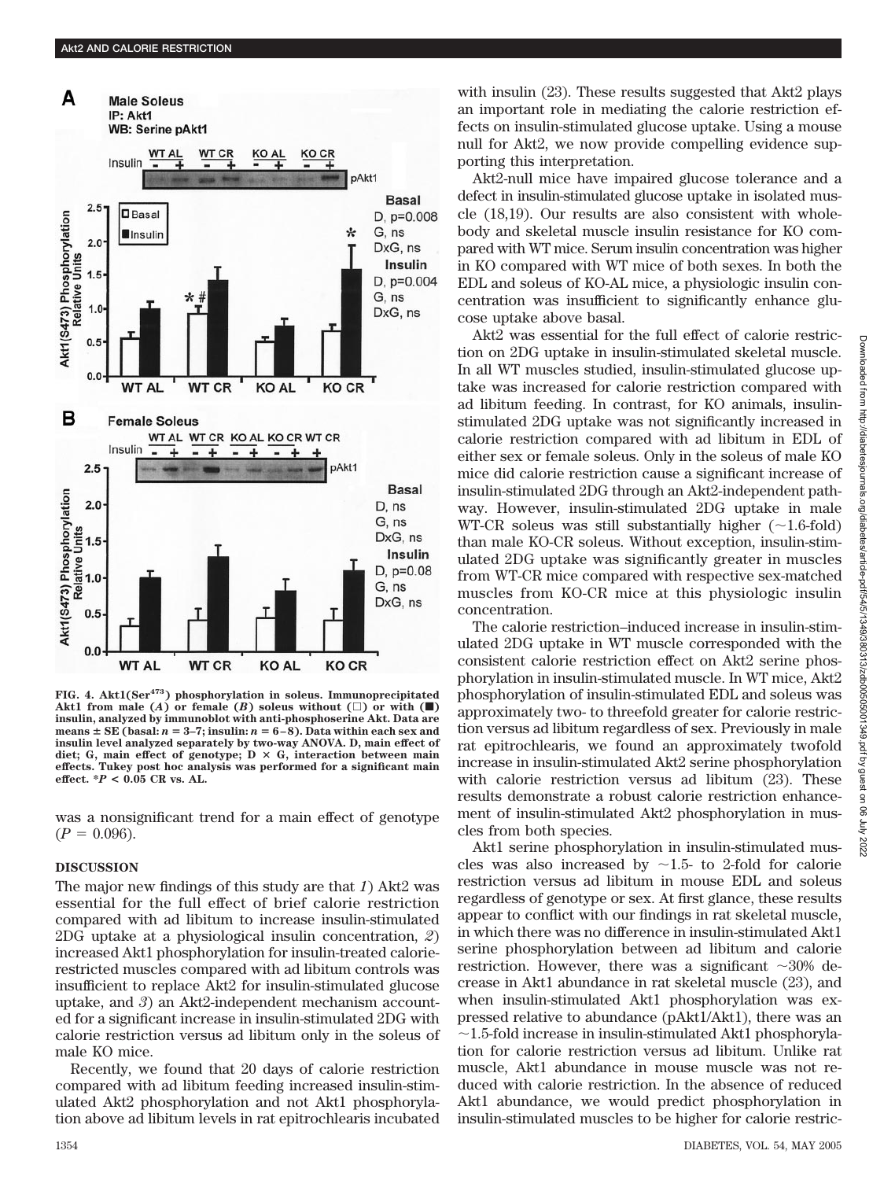FIG. 4. Akt1(Ser[473]) phosphorylation in soleus. Immunoprecipitated Akt1 from male (A) or female (B) soleus without (□) or with (■) insulin, analyzed by immunoblot with anti-phosphoserine Akt. Data are means ± SE (basal: $n = 3–7$; insulin: $n = 6–8$). Data within each sex and insulin level analyzed separately by two-way ANOVA. D, main effect of diet; G, main effect of genotype; D × G, interaction between main effects. Tukey post hoc analysis was performed for a significant main effect. *$P < 0.05$ CR vs. AL.

was a nonsignificant trend for a main effect of genotype ($P = 0.096$).

## DISCUSSION

The major new findings of this study are that *1*) Akt2 was essential for the full effect of brief calorie restriction compared with ad libitum to increase insulin-stimulated 2DG uptake at a physiological insulin concentration, *2*) increased Akt1 phosphorylation for insulin-treated calorie-restricted muscles compared with ad libitum controls was insufficient to replace Akt2 for insulin-stimulated glucose uptake, and *3*) an Akt2-independent mechanism accounted for a significant increase in insulin-stimulated 2DG with calorie restriction versus ad libitum only in the soleus of male KO mice.

Recently, we found that 20 days of calorie restriction compared with ad libitum feeding increased insulin-stimulated Akt2 phosphorylation and not Akt1 phosphorylation above ad libitum levels in rat epitrochlearis incubated with insulin (23). These results suggested that Akt2 plays an important role in mediating the calorie restriction effects on insulin-stimulated glucose uptake. Using a mouse null for Akt2, we now provide compelling evidence supporting this interpretation.

Akt2-null mice have impaired glucose tolerance and a defect in insulin-stimulated glucose uptake in isolated muscle (18,19). Our results are also consistent with whole-body and skeletal muscle insulin resistance for KO compared with WT mice. Serum insulin concentration was higher in KO compared with WT mice of both sexes. In both the EDL and soleus of KO-AL mice, a physiologic insulin concentration was insufficient to significantly enhance glucose uptake above basal.

Akt2 was essential for the full effect of calorie restriction on 2DG uptake in insulin-stimulated skeletal muscle. In all WT muscles studied, insulin-stimulated glucose uptake was increased for calorie restriction compared with ad libitum feeding. In contrast, for KO animals, insulin-stimulated 2DG uptake was not significantly increased in calorie restriction compared with ad libitum in EDL of either sex or female soleus. Only in the soleus of male KO mice did calorie restriction cause a significant increase of insulin-stimulated 2DG through an Akt2-independent pathway. However, insulin-stimulated 2DG uptake in male WT-CR soleus was still substantially higher (~1.6-fold) than male KO-CR soleus. Without exception, insulin-stimulated 2DG uptake was significantly greater in muscles from WT-CR mice compared with respective sex-matched muscles from KO-CR mice at this physiologic insulin concentration.

The calorie restriction–induced increase in insulin-stimulated 2DG uptake in WT muscle corresponded with the consistent calorie restriction effect on Akt2 serine phosphorylation in insulin-stimulated muscle. In WT mice, Akt2 phosphorylation of insulin-stimulated EDL and soleus was approximately two- to threefold greater for calorie restriction versus ad libitum regardless of sex. Previously in male rat epitrochlearis, we found an approximately twofold increase in insulin-stimulated Akt2 serine phosphorylation with calorie restriction versus ad libitum (23). These results demonstrate a robust calorie restriction enhancement of insulin-stimulated Akt2 phosphorylation in muscles from both species.

Akt1 serine phosphorylation in insulin-stimulated muscles was also increased by ~1.5- to 2-fold for calorie restriction versus ad libitum in mouse EDL and soleus regardless of genotype or sex. At first glance, these results appear to conflict with our findings in rat skeletal muscle, in which there was no difference in insulin-stimulated Akt1 serine phosphorylation between ad libitum and calorie restriction. However, there was a significant ~30% decrease in Akt1 abundance in rat skeletal muscle (23), and when insulin-stimulated Akt1 phosphorylation was expressed relative to abundance (pAkt1/Akt1), there was an ~1.5-fold increase in insulin-stimulated Akt1 phosphorylation for calorie restriction versus ad libitum. Unlike rat muscle, Akt1 abundance in mouse muscle was not reduced with calorie restriction. In the absence of reduced Akt1 abundance, we would predict phosphorylation in insulin-stimulated muscles to be higher for calorie restric-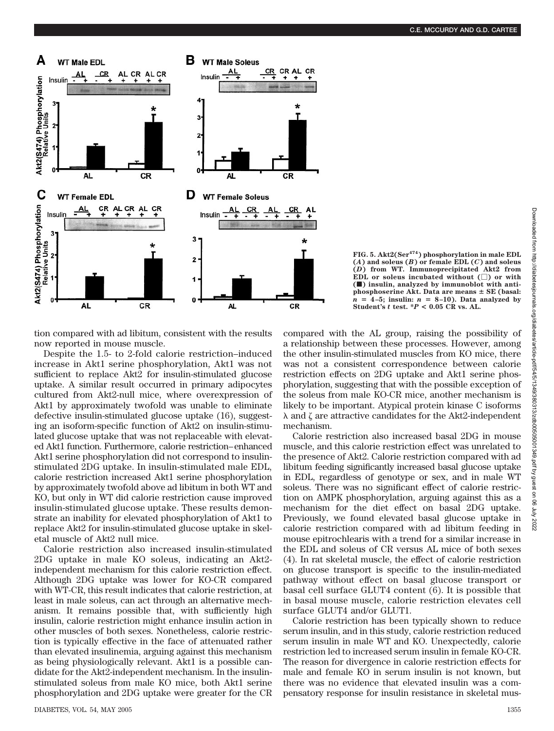FIG. 5. Akt2(Ser[474]) phosphorylation in male EDL (*A*) and soleus (*B*) or female EDL (*C*) and soleus (*D*) from WT. Immunoprecipitated Akt2 from EDL or soleus incubated without (□) or with (■) insulin, analyzed by immunoblot with anti-phosphoserine Akt. Data are means ± SE (basal: $n$ = 4–5; insulin: $n$ = 8–10). Data analyzed by Student's $t$ test. \*$P < 0.05$ CR vs. AL.

tion compared with ad libitum, consistent with the results now reported in mouse muscle.

Despite the 1.5- to 2-fold calorie restriction–induced increase in Akt1 serine phosphorylation, Akt1 was not sufficient to replace Akt2 for insulin-stimulated glucose uptake. A similar result occurred in primary adipocytes cultured from Akt2-null mice, where overexpression of Akt1 by approximately twofold was unable to eliminate defective insulin-stimulated glucose uptake (16), suggesting an isoform-specific function of Akt2 on insulin-stimulated glucose uptake that was not replaceable with elevated Akt1 function. Furthermore, calorie restriction–enhanced Akt1 serine phosphorylation did not correspond to insulin-stimulated 2DG uptake. In insulin-stimulated male EDL, calorie restriction increased Akt1 serine phosphorylation by approximately twofold above ad libitum in both WT and KO, but only in WT did calorie restriction cause improved insulin-stimulated glucose uptake. These results demonstrate an inability for elevated phosphorylation of Akt1 to replace Akt2 for insulin-stimulated glucose uptake in skeletal muscle of Akt2 null mice.

Calorie restriction also increased insulin-stimulated 2DG uptake in male KO soleus, indicating an Akt2-independent mechanism for this calorie restriction effect. Although 2DG uptake was lower for KO-CR compared with WT-CR, this result indicates that calorie restriction, at least in male soleus, can act through an alternative mechanism. It remains possible that, with sufficiently high insulin, calorie restriction might enhance insulin action in other muscles of both sexes. Nonetheless, calorie restriction is typically effective in the face of attenuated rather than elevated insulinemia, arguing against this mechanism as being physiologically relevant. Akt1 is a possible candidate for the Akt2-independent mechanism. In the insulin-stimulated soleus from male KO mice, both Akt1 serine phosphorylation and 2DG uptake were greater for the CR compared with the AL group, raising the possibility of a relationship between these processes. However, among the other insulin-stimulated muscles from KO mice, there was not a consistent correspondence between calorie restriction effects on 2DG uptake and Akt1 serine phosphorylation, suggesting that with the possible exception of the soleus from male KO-CR mice, another mechanism is likely to be important. Atypical protein kinase C isoforms λ and ζ are attractive candidates for the Akt2-independent mechanism.

Calorie restriction also increased basal 2DG in mouse muscle, and this calorie restriction effect was unrelated to the presence of Akt2. Calorie restriction compared with ad libitum feeding significantly increased basal glucose uptake in EDL, regardless of genotype or sex, and in male WT soleus. There was no significant effect of calorie restriction on AMPK phosphorylation, arguing against this as a mechanism for the diet effect on basal 2DG uptake. Previously, we found elevated basal glucose uptake in calorie restriction compared with ad libitum feeding in mouse epitrochlearis with a trend for a similar increase in the EDL and soleus of CR versus AL mice of both sexes (4). In rat skeletal muscle, the effect of calorie restriction on glucose transport is specific to the insulin-mediated pathway without effect on basal glucose transport or basal cell surface GLUT4 content (6). It is possible that in basal mouse muscle, calorie restriction elevates cell surface GLUT4 and/or GLUT1.

Calorie restriction has been typically shown to reduce serum insulin, and in this study, calorie restriction reduced serum insulin in male WT and KO. Unexpectedly, calorie restriction led to increased serum insulin in female KO-CR. The reason for divergence in calorie restriction effects for male and female KO in serum insulin is not known, but there was no evidence that elevated insulin was a compensatory response for insulin resistance in skeletal mus-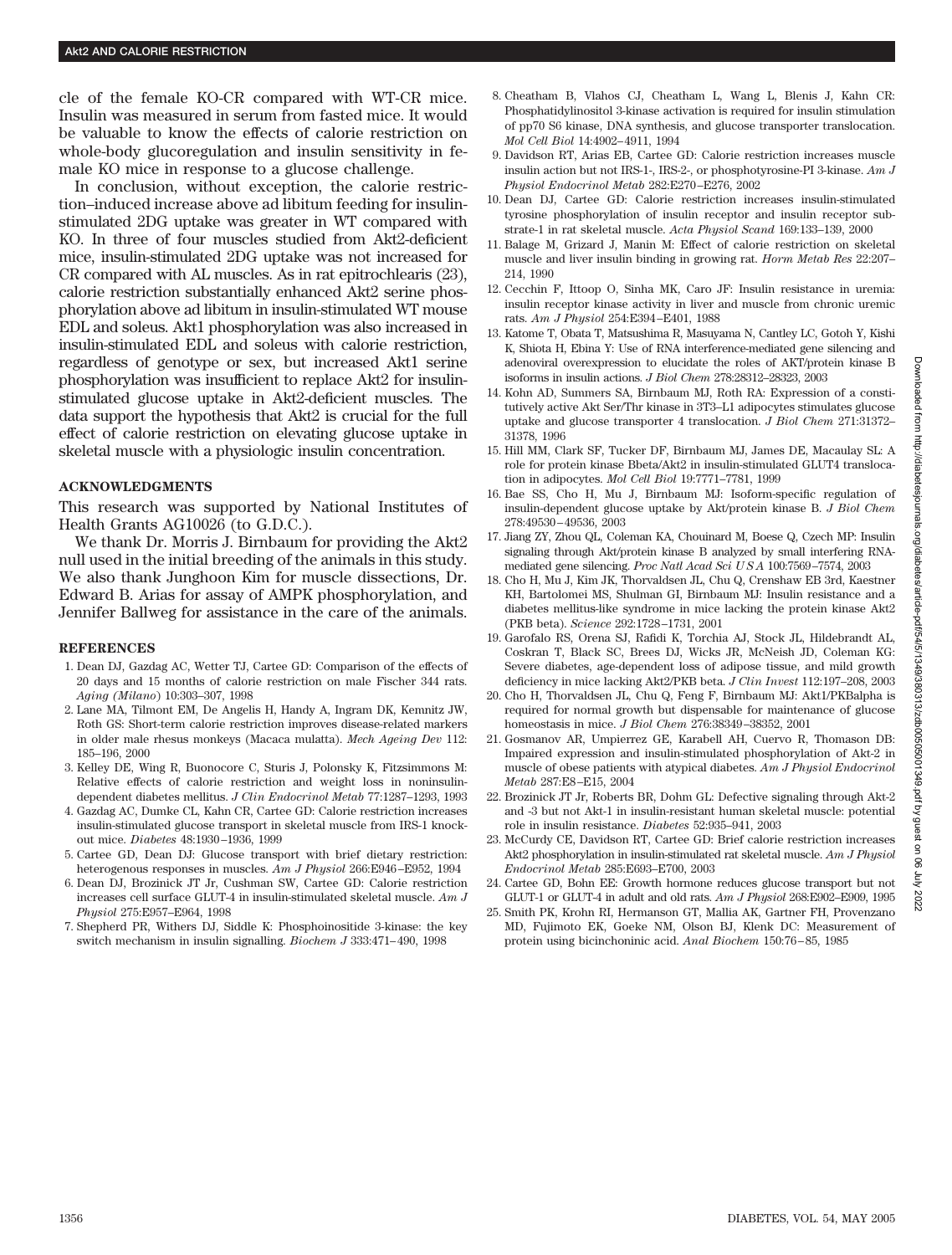cle of the female KO-CR compared with WT-CR mice. Insulin was measured in serum from fasted mice. It would be valuable to know the effects of calorie restriction on whole-body glucoregulation and insulin sensitivity in female KO mice in response to a glucose challenge.

In conclusion, without exception, the calorie restriction–induced increase above ad libitum feeding for insulin-stimulated 2DG uptake was greater in WT compared with KO. In three of four muscles studied from Akt2-deficient mice, insulin-stimulated 2DG uptake was not increased for CR compared with AL muscles. As in rat epitrochlearis (23), calorie restriction substantially enhanced Akt2 serine phosphorylation above ad libitum in insulin-stimulated WT mouse EDL and soleus. Akt1 phosphorylation was also increased in insulin-stimulated EDL and soleus with calorie restriction, regardless of genotype or sex, but increased Akt1 serine phosphorylation was insufficient to replace Akt2 for insulin-stimulated glucose uptake in Akt2-deficient muscles. The data support the hypothesis that Akt2 is crucial for the full effect of calorie restriction on elevating glucose uptake in skeletal muscle with a physiologic insulin concentration.

## ACKNOWLEDGMENTS

This research was supported by National Institutes of Health Grants AG10026 (to G.D.C.).

We thank Dr. Morris J. Birnbaum for providing the Akt2 null used in the initial breeding of the animals in this study. We also thank Junghoon Kim for muscle dissections, Dr. Edward B. Arias for assay of AMPK phosphorylation, and Jennifer Ballweg for assistance in the care of the animals.

## REFERENCES

1. Dean DJ, Gazdag AC, Wetter TJ, Cartee GD: Comparison of the effects of 20 days and 15 months of calorie restriction on male Fischer 344 rats. *Aging (Milano)* 10:303–307, 1998
2. Lane MA, Tilmont EM, De Angelis H, Handy A, Ingram DK, Kemnitz JW, Roth GS: Short-term calorie restriction improves disease-related markers in older male rhesus monkeys (Macaca mulatta). *Mech Ageing Dev* 112: 185–196, 2000
3. Kelley DE, Wing R, Buonocore C, Sturis J, Polonsky K, Fitzsimmons M: Relative effects of calorie restriction and weight loss in noninsulin-dependent diabetes mellitus. *J Clin Endocrinol Metab* 77:1287–1293, 1993
4. Gazdag AC, Dumke CL, Kahn CR, Cartee GD: Calorie restriction increases insulin-stimulated glucose transport in skeletal muscle from IRS-1 knockout mice. *Diabetes* 48:1930–1936, 1999
5. Cartee GD, Dean DJ: Glucose transport with brief dietary restriction: heterogenous responses in muscles. *Am J Physiol* 266:E946–E952, 1994
6. Dean DJ, Brozinick JT Jr, Cushman SW, Cartee GD: Calorie restriction increases cell surface GLUT-4 in insulin-stimulated skeletal muscle. *Am J Physiol* 275:E957–E964, 1998
7. Shepherd PR, Withers DJ, Siddle K: Phosphoinositide 3-kinase: the key switch mechanism in insulin signalling. *Biochem J* 333:471–490, 1998
8. Cheatham B, Vlahos CJ, Cheatham L, Wang L, Blenis J, Kahn CR: Phosphatidylinositol 3-kinase activation is required for insulin stimulation of pp70 S6 kinase, DNA synthesis, and glucose transporter translocation. *Mol Cell Biol* 14:4902–4911, 1994
9. Davidson RT, Arias EB, Cartee GD: Calorie restriction increases muscle insulin action but not IRS-1-, IRS-2-, or phosphotyrosine-PI 3-kinase. *Am J Physiol Endocrinol Metab* 282:E270–E276, 2002
10. Dean DJ, Cartee GD: Calorie restriction increases insulin-stimulated tyrosine phosphorylation of insulin receptor and insulin receptor substrate-1 in rat skeletal muscle. *Acta Physiol Scand* 169:133–139, 2000
11. Balage M, Grizard J, Manin M: Effect of calorie restriction on skeletal muscle and liver insulin binding in growing rat. *Horm Metab Res* 22:207–214, 1990
12. Cecchin F, Ittoop O, Sinha MK, Caro JF: Insulin resistance in uremia: insulin receptor kinase activity in liver and muscle from chronic uremic rats. *Am J Physiol* 254:E394–E401, 1988
13. Katome T, Obata T, Matsushima R, Masuyama N, Cantley LC, Gotoh Y, Kishi K, Shiota H, Ebina Y: Use of RNA interference-mediated gene silencing and adenoviral overexpression to elucidate the roles of AKT/protein kinase B isoforms in insulin actions. *J Biol Chem* 278:28312–28323, 2003
14. Kohn AD, Summers SA, Birnbaum MJ, Roth RA: Expression of a constitutively active Akt Ser/Thr kinase in 3T3–L1 adipocytes stimulates glucose uptake and glucose transporter 4 translocation. *J Biol Chem* 271:31372–31378, 1996
15. Hill MM, Clark SF, Tucker DF, Birnbaum MJ, James DE, Macaulay SL: A role for protein kinase Bbeta/Akt2 in insulin-stimulated GLUT4 translocation in adipocytes. *Mol Cell Biol* 19:7771–7781, 1999
16. Bae SS, Cho H, Mu J, Birnbaum MJ: Isoform-specific regulation of insulin-dependent glucose uptake by Akt/protein kinase B. *J Biol Chem* 278:49530–49536, 2003
17. Jiang ZY, Zhou QL, Coleman KA, Chouinard M, Boese Q, Czech MP: Insulin signaling through Akt/protein kinase B analyzed by small interfering RNA-mediated gene silencing. *Proc Natl Acad Sci U S A* 100:7569–7574, 2003
18. Cho H, Mu J, Kim JK, Thorvaldsen JL, Chu Q, Crenshaw EB 3rd, Kaestner KH, Bartolomei MS, Shulman GI, Birnbaum MJ: Insulin resistance and a diabetes mellitus-like syndrome in mice lacking the protein kinase Akt2 (PKB beta). *Science* 292:1728–1731, 2001
19. Garofalo RS, Orena SJ, Rafidi K, Torchia AJ, Stock JL, Hildebrandt AL, Coskran T, Black SC, Brees DJ, Wicks JR, McNeish JD, Coleman KG: Severe diabetes, age-dependent loss of adipose tissue, and mild growth deficiency in mice lacking Akt2/PKB beta. *J Clin Invest* 112:197–208, 2003
20. Cho H, Thorvaldsen JL, Chu Q, Feng F, Birnbaum MJ: Akt1/PKBalpha is required for normal growth but dispensable for maintenance of glucose homeostasis in mice. *J Biol Chem* 276:38349–38352, 2001
21. Gosmanov AR, Umpierrez GE, Karabell AH, Cuervo R, Thomason DB: Impaired expression and insulin-stimulated phosphorylation of Akt-2 in muscle of obese patients with atypical diabetes. *Am J Physiol Endocrinol Metab* 287:E8–E15, 2004
22. Brozinick JT Jr, Roberts BR, Dohm GL: Defective signaling through Akt-2 and -3 but not Akt-1 in insulin-resistant human skeletal muscle: potential role in insulin resistance. *Diabetes* 52:935–941, 2003
23. McCurdy CE, Davidson RT, Cartee GD: Brief calorie restriction increases Akt2 phosphorylation in insulin-stimulated rat skeletal muscle. *Am J Physiol Endocrinol Metab* 285:E693–E700, 2003
24. Cartee GD, Bohn EE: Growth hormone reduces glucose transport but not GLUT-1 or GLUT-4 in adult and old rats. *Am J Physiol* 268:E902–E909, 1995
25. Smith PK, Krohn RI, Hermanson GT, Mallia AK, Gartner FH, Provenzano MD, Fujimoto EK, Goeke NM, Olson BJ, Klenk DC: Measurement of protein using bicinchoninic acid. *Anal Biochem* 150:76–85, 1985